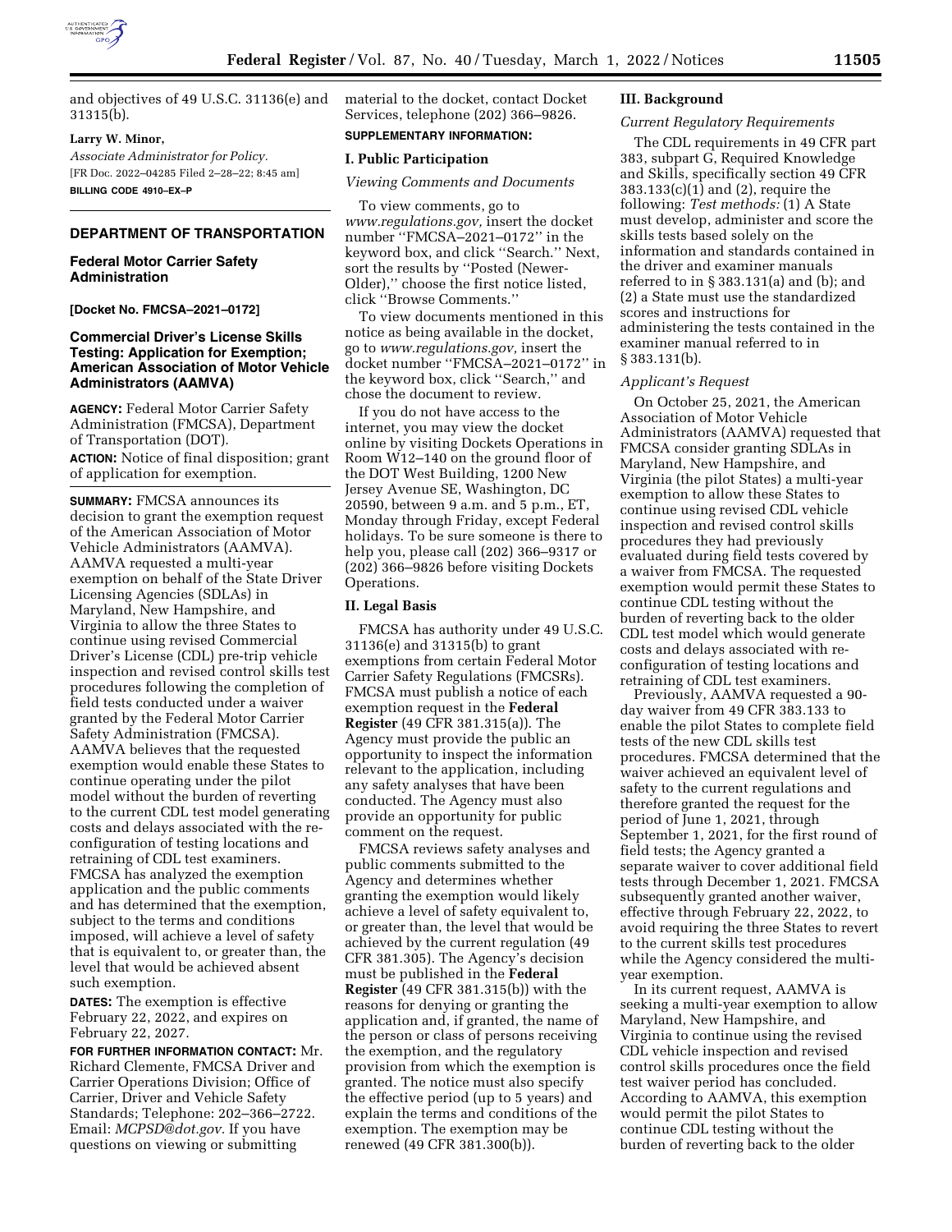and objectives of 49 U.S.C. 31136(e) and 31315(b).

**Larry W. Minor,**

*Associate Administrator for Policy.*

[FR Doc. 2022–04285 Filed 2–28–22; 8:45 am]

**BILLING CODE 4910–EX–P**

## DEPARTMENT OF TRANSPORTATION

### Federal Motor Carrier Safety Administration

**[Docket No. FMCSA–2021–0172]**

### Commercial Driver's License Skills Testing: Application for Exemption; American Association of Motor Vehicle Administrators (AAMVA)

**AGENCY:** Federal Motor Carrier Safety Administration (FMCSA), Department of Transportation (DOT).

**ACTION:** Notice of final disposition; grant of application for exemption.

**SUMMARY:** FMCSA announces its decision to grant the exemption request of the American Association of Motor Vehicle Administrators (AAMVA). AAMVA requested a multi-year exemption on behalf of the State Driver Licensing Agencies (SDLAs) in Maryland, New Hampshire, and Virginia to allow the three States to continue using revised Commercial Driver's License (CDL) pre-trip vehicle inspection and revised control skills test procedures following the completion of field tests conducted under a waiver granted by the Federal Motor Carrier Safety Administration (FMCSA). AAMVA believes that the requested exemption would enable these States to continue operating under the pilot model without the burden of reverting to the current CDL test model generating costs and delays associated with the re-configuration of testing locations and retraining of CDL test examiners. FMCSA has analyzed the exemption application and the public comments and has determined that the exemption, subject to the terms and conditions imposed, will achieve a level of safety that is equivalent to, or greater than, the level that would be achieved absent such exemption.

**DATES:** The exemption is effective February 22, 2022, and expires on February 22, 2027.

**FOR FURTHER INFORMATION CONTACT:** Mr. Richard Clemente, FMCSA Driver and Carrier Operations Division; Office of Carrier, Driver and Vehicle Safety Standards; Telephone: 202–366–2722. Email: *MCPSD@dot.gov.* If you have questions on viewing or submitting material to the docket, contact Docket Services, telephone (202) 366–9826.

**SUPPLEMENTARY INFORMATION:**

## I. Public Participation

*Viewing Comments and Documents*

To view comments, go to *www.regulations.gov,* insert the docket number ''FMCSA–2021–0172'' in the keyword box, and click ''Search.'' Next, sort the results by ''Posted (Newer-Older),'' choose the first notice listed, click ''Browse Comments.''

To view documents mentioned in this notice as being available in the docket, go to *www.regulations.gov,* insert the docket number ''FMCSA–2021–0172'' in the keyword box, click ''Search,'' and chose the document to review.

If you do not have access to the internet, you may view the docket online by visiting Dockets Operations in Room W12–140 on the ground floor of the DOT West Building, 1200 New Jersey Avenue SE, Washington, DC 20590, between 9 a.m. and 5 p.m., ET, Monday through Friday, except Federal holidays. To be sure someone is there to help you, please call (202) 366–9317 or (202) 366–9826 before visiting Dockets Operations.

## II. Legal Basis

FMCSA has authority under 49 U.S.C. 31136(e) and 31315(b) to grant exemptions from certain Federal Motor Carrier Safety Regulations (FMCSRs). FMCSA must publish a notice of each exemption request in the **Federal Register** (49 CFR 381.315(a)). The Agency must provide the public an opportunity to inspect the information relevant to the application, including any safety analyses that have been conducted. The Agency must also provide an opportunity for public comment on the request.

FMCSA reviews safety analyses and public comments submitted to the Agency and determines whether granting the exemption would likely achieve a level of safety equivalent to, or greater than, the level that would be achieved by the current regulation (49 CFR 381.305). The Agency's decision must be published in the **Federal Register** (49 CFR 381.315(b)) with the reasons for denying or granting the application and, if granted, the name of the person or class of persons receiving the exemption, and the regulatory provision from which the exemption is granted. The notice must also specify the effective period (up to 5 years) and explain the terms and conditions of the exemption. The exemption may be renewed (49 CFR 381.300(b)).

## III. Background

*Current Regulatory Requirements*

The CDL requirements in 49 CFR part 383, subpart G, Required Knowledge and Skills, specifically section 49 CFR 383.133(c)(1) and (2), require the following: *Test methods:* (1) A State must develop, administer and score the skills tests based solely on the information and standards contained in the driver and examiner manuals referred to in § 383.131(a) and (b); and (2) a State must use the standardized scores and instructions for administering the tests contained in the examiner manual referred to in § 383.131(b).

*Applicant's Request*

On October 25, 2021, the American Association of Motor Vehicle Administrators (AAMVA) requested that FMCSA consider granting SDLAs in Maryland, New Hampshire, and Virginia (the pilot States) a multi-year exemption to allow these States to continue using revised CDL vehicle inspection and revised control skills procedures they had previously evaluated during field tests covered by a waiver from FMCSA. The requested exemption would permit these States to continue CDL testing without the burden of reverting back to the older CDL test model which would generate costs and delays associated with re-configuration of testing locations and retraining of CDL test examiners.

Previously, AAMVA requested a 90-day waiver from 49 CFR 383.133 to enable the pilot States to complete field tests of the new CDL skills test procedures. FMCSA determined that the waiver achieved an equivalent level of safety to the current regulations and therefore granted the request for the period of June 1, 2021, through September 1, 2021, for the first round of field tests; the Agency granted a separate waiver to cover additional field tests through December 1, 2021. FMCSA subsequently granted another waiver, effective through February 22, 2022, to avoid requiring the three States to revert to the current skills test procedures while the Agency considered the multi-year exemption.

In its current request, AAMVA is seeking a multi-year exemption to allow Maryland, New Hampshire, and Virginia to continue using the revised CDL vehicle inspection and revised control skills procedures once the field test waiver period has concluded. According to AAMVA, this exemption would permit the pilot States to continue CDL testing without the burden of reverting back to the older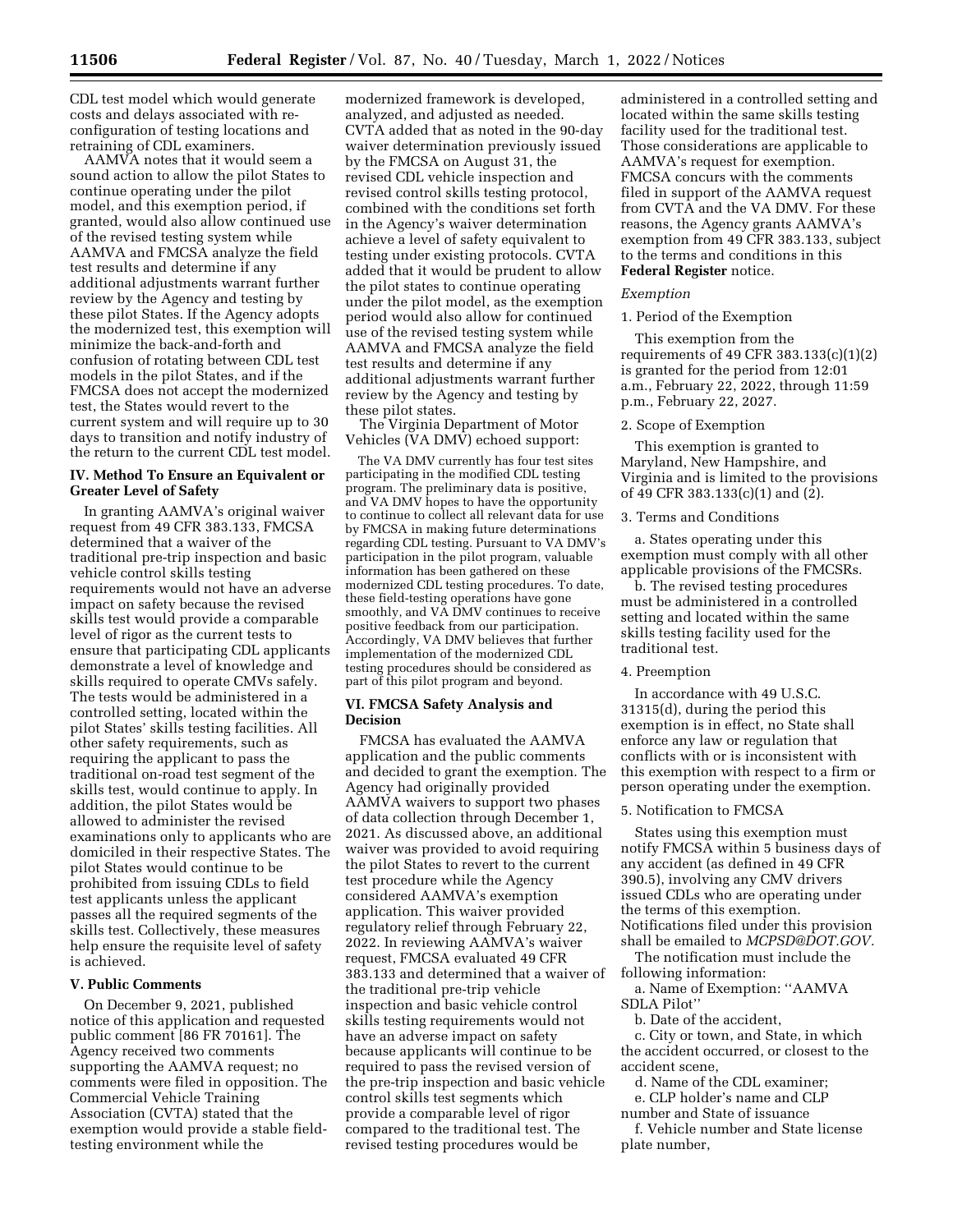CDL test model which would generate costs and delays associated with re-configuration of testing locations and retraining of CDL examiners.

AAMVA notes that it would seem a sound action to allow the pilot States to continue operating under the pilot model, and this exemption period, if granted, would also allow continued use of the revised testing system while AAMVA and FMCSA analyze the field test results and determine if any additional adjustments warrant further review by the Agency and testing by these pilot States. If the Agency adopts the modernized test, this exemption will minimize the back-and-forth and confusion of rotating between CDL test models in the pilot States, and if the FMCSA does not accept the modernized test, the States would revert to the current system and will require up to 30 days to transition and notify industry of the return to the current CDL test model.

### IV. Method To Ensure an Equivalent or Greater Level of Safety

In granting AAMVA's original waiver request from 49 CFR 383.133, FMCSA determined that a waiver of the traditional pre-trip inspection and basic vehicle control skills testing requirements would not have an adverse impact on safety because the revised skills test would provide a comparable level of rigor as the current tests to ensure that participating CDL applicants demonstrate a level of knowledge and skills required to operate CMVs safely. The tests would be administered in a controlled setting, located within the pilot States' skills testing facilities. All other safety requirements, such as requiring the applicant to pass the traditional on-road test segment of the skills test, would continue to apply. In addition, the pilot States would be allowed to administer the revised examinations only to applicants who are domiciled in their respective States. The pilot States would continue to be prohibited from issuing CDLs to field test applicants unless the applicant passes all the required segments of the skills test. Collectively, these measures help ensure the requisite level of safety is achieved.

### V. Public Comments

On December 9, 2021, published notice of this application and requested public comment [86 FR 70161]. The Agency received two comments supporting the AAMVA request; no comments were filed in opposition. The Commercial Vehicle Training Association (CVTA) stated that the exemption would provide a stable field-testing environment while the modernized framework is developed, analyzed, and adjusted as needed. CVTA added that as noted in the 90-day waiver determination previously issued by the FMCSA on August 31, the revised CDL vehicle inspection and revised control skills testing protocol, combined with the conditions set forth in the Agency's waiver determination achieve a level of safety equivalent to testing under existing protocols. CVTA added that it would be prudent to allow the pilot states to continue operating under the pilot model, as the exemption period would also allow for continued use of the revised testing system while AAMVA and FMCSA analyze the field test results and determine if any additional adjustments warrant further review by the Agency and testing by these pilot states.

The Virginia Department of Motor Vehicles (VA DMV) echoed support:

> The VA DMV currently has four test sites participating in the modified CDL testing program. The preliminary data is positive, and VA DMV hopes to have the opportunity to continue to collect all relevant data for use by FMCSA in making future determinations regarding CDL testing. Pursuant to VA DMV's participation in the pilot program, valuable information has been gathered on these modernized CDL testing procedures. To date, these field-testing operations have gone smoothly, and VA DMV continues to receive positive feedback from our participation. Accordingly, VA DMV believes that further implementation of the modernized CDL testing procedures should be considered as part of this pilot program and beyond.

### VI. FMCSA Safety Analysis and Decision

FMCSA has evaluated the AAMVA application and the public comments and decided to grant the exemption. The Agency had originally provided AAMVA waivers to support two phases of data collection through December 1, 2021. As discussed above, an additional waiver was provided to avoid requiring the pilot States to revert to the current test procedure while the Agency considered AAMVA's exemption application. This waiver provided regulatory relief through February 22, 2022. In reviewing AAMVA's waiver request, FMCSA evaluated 49 CFR 383.133 and determined that a waiver of the traditional pre-trip vehicle inspection and basic vehicle control skills testing requirements would not have an adverse impact on safety because applicants will continue to be required to pass the revised version of the pre-trip inspection and basic vehicle control skills test segments which provide a comparable level of rigor compared to the traditional test. The revised testing procedures would be administered in a controlled setting and located within the same skills testing facility used for the traditional test. Those considerations are applicable to AAMVA's request for exemption. FMCSA concurs with the comments filed in support of the AAMVA request from CVTA and the VA DMV. For these reasons, the Agency grants AAMVA's exemption from 49 CFR 383.133, subject to the terms and conditions in this **Federal Register** notice.

*Exemption*

1. Period of the Exemption

This exemption from the requirements of 49 CFR 383.133(c)(1)(2) is granted for the period from 12:01 a.m., February 22, 2022, through 11:59 p.m., February 22, 2027.

2. Scope of Exemption

This exemption is granted to Maryland, New Hampshire, and Virginia and is limited to the provisions of 49 CFR 383.133(c)(1) and (2).

3. Terms and Conditions

a. States operating under this exemption must comply with all other applicable provisions of the FMCSRs.

b. The revised testing procedures must be administered in a controlled setting and located within the same skills testing facility used for the traditional test.

4. Preemption

In accordance with 49 U.S.C. 31315(d), during the period this exemption is in effect, no State shall enforce any law or regulation that conflicts with or is inconsistent with this exemption with respect to a firm or person operating under the exemption.

5. Notification to FMCSA

States using this exemption must notify FMCSA within 5 business days of any accident (as defined in 49 CFR 390.5), involving any CMV drivers issued CDLs who are operating under the terms of this exemption. Notifications filed under this provision shall be emailed to *MCPSD@DOT.GOV.*

The notification must include the following information:

a. Name of Exemption: ''AAMVA SDLA Pilot''

b. Date of the accident,

c. City or town, and State, in which the accident occurred, or closest to the accident scene,

d. Name of the CDL examiner;

e. CLP holder's name and CLP number and State of issuance

f. Vehicle number and State license plate number,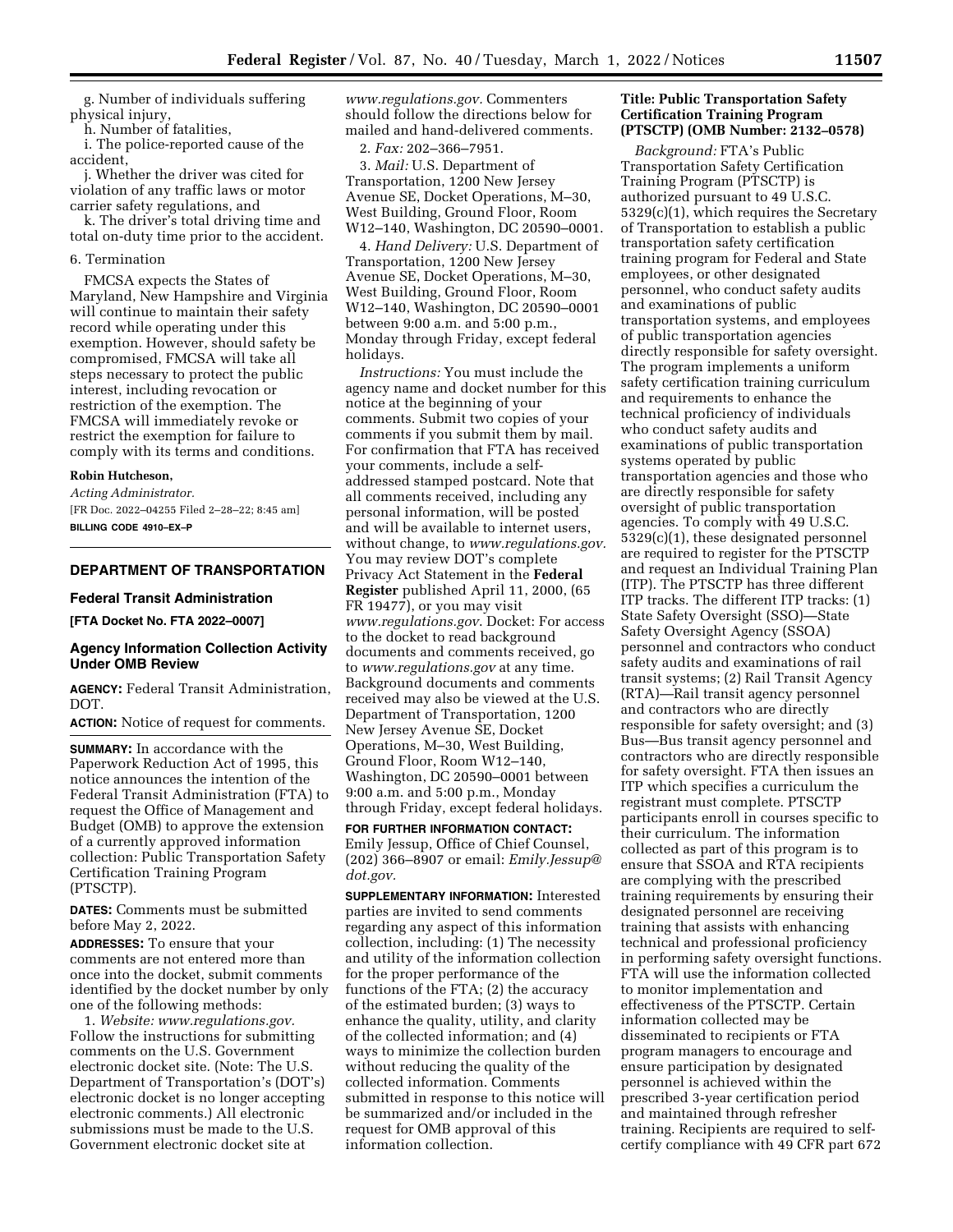g. Number of individuals suffering physical injury,

h. Number of fatalities,

i. The police-reported cause of the accident,

j. Whether the driver was cited for violation of any traffic laws or motor carrier safety regulations, and

k. The driver's total driving time and total on-duty time prior to the accident.

6. Termination

FMCSA expects the States of Maryland, New Hampshire and Virginia will continue to maintain their safety record while operating under this exemption. However, should safety be compromised, FMCSA will take all steps necessary to protect the public interest, including revocation or restriction of the exemption. The FMCSA will immediately revoke or restrict the exemption for failure to comply with its terms and conditions.

**Robin Hutcheson,**

*Acting Administrator.*

[FR Doc. 2022–04255 Filed 2–28–22; 8:45 am]

**BILLING CODE 4910–EX–P**

## DEPARTMENT OF TRANSPORTATION

### Federal Transit Administration

**[FTA Docket No. FTA 2022–0007]**

### Agency Information Collection Activity Under OMB Review

**AGENCY:** Federal Transit Administration, DOT.

**ACTION:** Notice of request for comments.

**SUMMARY:** In accordance with the Paperwork Reduction Act of 1995, this notice announces the intention of the Federal Transit Administration (FTA) to request the Office of Management and Budget (OMB) to approve the extension of a currently approved information collection: Public Transportation Safety Certification Training Program (PTSCTP).

**DATES:** Comments must be submitted before May 2, 2022.

**ADDRESSES:** To ensure that your comments are not entered more than once into the docket, submit comments identified by the docket number by only one of the following methods:

1. *Website: www.regulations.gov.* Follow the instructions for submitting comments on the U.S. Government electronic docket site. (Note: The U.S. Department of Transportation's (DOT's) electronic docket is no longer accepting electronic comments.) All electronic submissions must be made to the U.S. Government electronic docket site at *www.regulations.gov.* Commenters should follow the directions below for mailed and hand-delivered comments.

2. *Fax:* 202–366–7951.

3. *Mail:* U.S. Department of Transportation, 1200 New Jersey Avenue SE, Docket Operations, M–30, West Building, Ground Floor, Room W12–140, Washington, DC 20590–0001.

4. *Hand Delivery:* U.S. Department of Transportation, 1200 New Jersey Avenue SE, Docket Operations, M–30, West Building, Ground Floor, Room W12–140, Washington, DC 20590–0001 between 9:00 a.m. and 5:00 p.m., Monday through Friday, except federal holidays.

*Instructions:* You must include the agency name and docket number for this notice at the beginning of your comments. Submit two copies of your comments if you submit them by mail. For confirmation that FTA has received your comments, include a self-addressed stamped postcard. Note that all comments received, including any personal information, will be posted and will be available to internet users, without change, to *www.regulations.gov.* You may review DOT's complete Privacy Act Statement in the **Federal Register** published April 11, 2000, (65 FR 19477), or you may visit *www.regulations.gov.* Docket: For access to the docket to read background documents and comments received, go to *www.regulations.gov* at any time. Background documents and comments received may also be viewed at the U.S. Department of Transportation, 1200 New Jersey Avenue SE, Docket Operations, M–30, West Building, Ground Floor, Room W12–140, Washington, DC 20590–0001 between 9:00 a.m. and 5:00 p.m., Monday through Friday, except federal holidays.

**FOR FURTHER INFORMATION CONTACT:** Emily Jessup, Office of Chief Counsel, (202) 366–8907 or email: *Emily.Jessup@dot.gov.*

**SUPPLEMENTARY INFORMATION:** Interested parties are invited to send comments regarding any aspect of this information collection, including: (1) The necessity and utility of the information collection for the proper performance of the functions of the FTA; (2) the accuracy of the estimated burden; (3) ways to enhance the quality, utility, and clarity of the collected information; and (4) ways to minimize the collection burden without reducing the quality of the collected information. Comments submitted in response to this notice will be summarized and/or included in the request for OMB approval of this information collection.

**Title: Public Transportation Safety Certification Training Program (PTSCTP) (OMB Number: 2132–0578)**

*Background:* FTA's Public Transportation Safety Certification Training Program (PTSCTP) is authorized pursuant to 49 U.S.C. 5329(c)(1), which requires the Secretary of Transportation to establish a public transportation safety certification training program for Federal and State employees, or other designated personnel, who conduct safety audits and examinations of public transportation systems, and employees of public transportation agencies directly responsible for safety oversight. The program implements a uniform safety certification training curriculum and requirements to enhance the technical proficiency of individuals who conduct safety audits and examinations of public transportation systems operated by public transportation agencies and those who are directly responsible for safety oversight of public transportation agencies. To comply with 49 U.S.C. 5329(c)(1), these designated personnel are required to register for the PTSCTP and request an Individual Training Plan (ITP). The PTSCTP has three different ITP tracks. The different ITP tracks: (1) State Safety Oversight (SSO)—State Safety Oversight Agency (SSOA) personnel and contractors who conduct safety audits and examinations of rail transit systems; (2) Rail Transit Agency (RTA)—Rail transit agency personnel and contractors who are directly responsible for safety oversight; and (3) Bus—Bus transit agency personnel and contractors who are directly responsible for safety oversight. FTA then issues an ITP which specifies a curriculum the registrant must complete. PTSCTP participants enroll in courses specific to their curriculum. The information collected as part of this program is to ensure that SSOA and RTA recipients are complying with the prescribed training requirements by ensuring their designated personnel are receiving training that assists with enhancing technical and professional proficiency in performing safety oversight functions. FTA will use the information collected to monitor implementation and effectiveness of the PTSCTP. Certain information collected may be disseminated to recipients or FTA program managers to encourage and ensure participation by designated personnel is achieved within the prescribed 3-year certification period and maintained through refresher training. Recipients are required to self-certify compliance with 49 CFR part 672